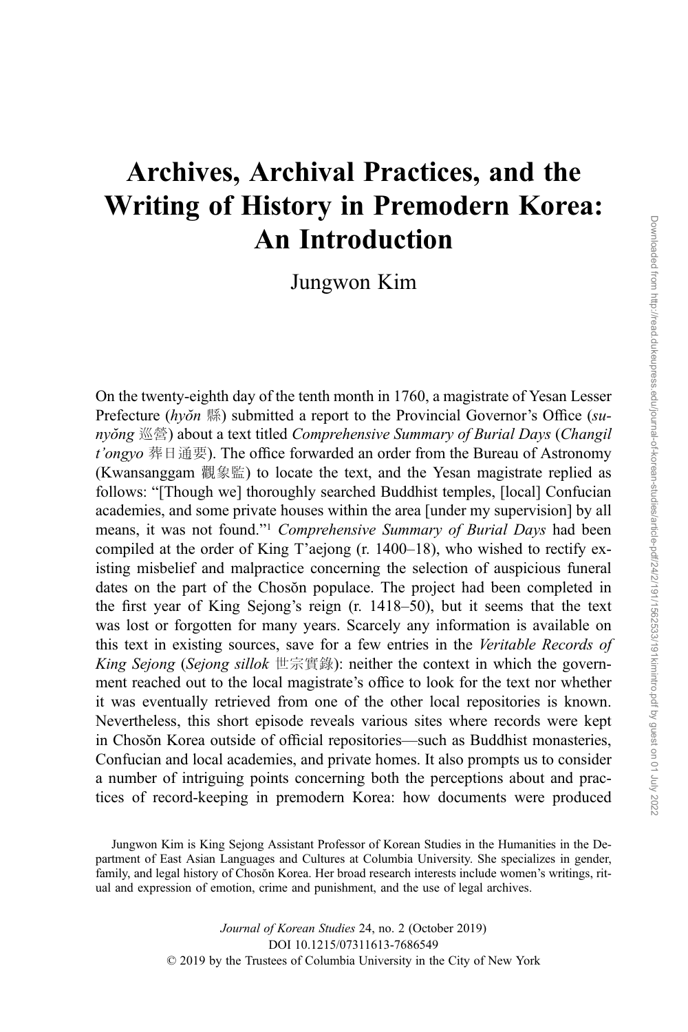# Archives, Archival Practices, and the Writing of History in Premodern Korea: An Introduction

Jungwon Kim

On the twenty-eighth day of the tenth month in 1760, a magistrate of Yesan Lesser Prefecture (*hyŏn* 縣) submitted a report to the Provincial Governor's Office (*sunyŏng* 巡營) about a text titled *Comprehensive Summary of Burial Days* (*Changil t'ongyo* 葬日通要). The office forwarded an order from the Bureau of Astronomy (Kwansanggam 觀象監) to locate the text, and the Yesan magistrate replied as follows: "[Though we] thoroughly searched Buddhist temples, [local] Confucian academies, and some private houses within the area [under my supervision] by all means, it was not found."[1] *Comprehensive Summary of Burial Days* had been compiled at the order of King T'aejong (r. 1400–18), who wished to rectify existing misbelief and malpractice concerning the selection of auspicious funeral dates on the part of the Chosŏn populace. The project had been completed in the first year of King Sejong's reign (r. 1418–50), but it seems that the text was lost or forgotten for many years. Scarcely any information is available on this text in existing sources, save for a few entries in the *Veritable Records of King Sejong* (*Sejong sillok* 世宗實錄): neither the context in which the government reached out to the local magistrate's office to look for the text nor whether it was eventually retrieved from one of the other local repositories is known. Nevertheless, this short episode reveals various sites where records were kept in Chosŏn Korea outside of official repositories—such as Buddhist monasteries, Confucian and local academies, and private homes. It also prompts us to consider a number of intriguing points concerning both the perceptions about and practices of record-keeping in premodern Korea: how documents were produced

Jungwon Kim is King Sejong Assistant Professor of Korean Studies in the Humanities in the Department of East Asian Languages and Cultures at Columbia University. She specializes in gender, family, and legal history of Chosŏn Korea. Her broad research interests include women's writings, ritual and expression of emotion, crime and punishment, and the use of legal archives.

*Journal of Korean Studies* 24, no. 2 (October 2019)
DOI 10.1215/07311613-7686549
© 2019 by the Trustees of Columbia University in the City of New York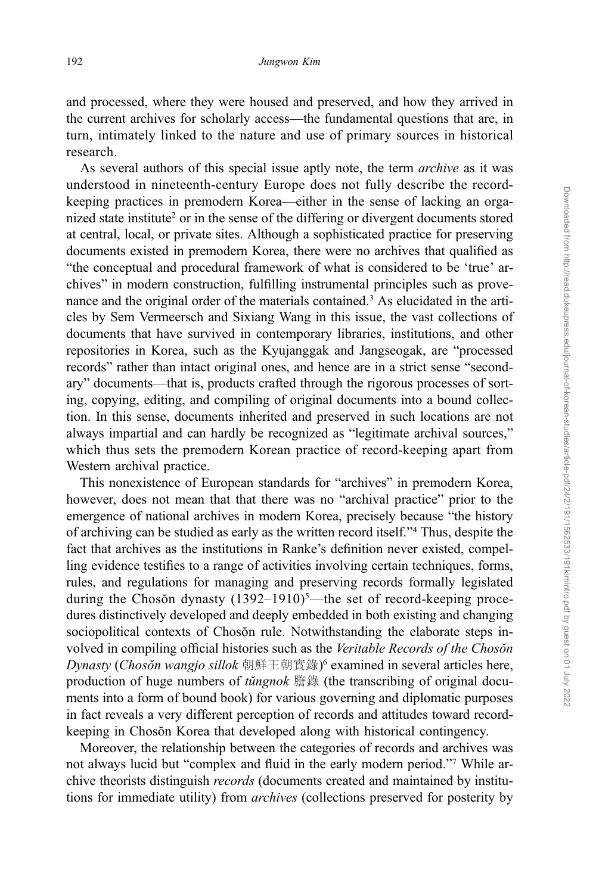and processed, where they were housed and preserved, and how they arrived in the current archives for scholarly access—the fundamental questions that are, in turn, intimately linked to the nature and use of primary sources in historical research.

As several authors of this special issue aptly note, the term *archive* as it was understood in nineteenth-century Europe does not fully describe the record-keeping practices in premodern Korea—either in the sense of lacking an organized state institute[2] or in the sense of the differing or divergent documents stored at central, local, or private sites. Although a sophisticated practice for preserving documents existed in premodern Korea, there were no archives that qualified as "the conceptual and procedural framework of what is considered to be 'true' archives" in modern construction, fulfilling instrumental principles such as provenance and the original order of the materials contained.[3] As elucidated in the articles by Sem Vermeersch and Sixiang Wang in this issue, the vast collections of documents that have survived in contemporary libraries, institutions, and other repositories in Korea, such as the Kyujanggak and Jangseogak, are "processed records" rather than intact original ones, and hence are in a strict sense "secondary" documents—that is, products crafted through the rigorous processes of sorting, copying, editing, and compiling of original documents into a bound collection. In this sense, documents inherited and preserved in such locations are not always impartial and can hardly be recognized as "legitimate archival sources," which thus sets the premodern Korean practice of record-keeping apart from Western archival practice.

This nonexistence of European standards for "archives" in premodern Korea, however, does not mean that that there was no "archival practice" prior to the emergence of national archives in modern Korea, precisely because "the history of archiving can be studied as early as the written record itself."[4] Thus, despite the fact that archives as the institutions in Ranke's definition never existed, compelling evidence testifies to a range of activities involving certain techniques, forms, rules, and regulations for managing and preserving records formally legislated during the Chosŏn dynasty (1392–1910)[5]—the set of record-keeping procedures distinctively developed and deeply embedded in both existing and changing sociopolitical contexts of Chosŏn rule. Notwithstanding the elaborate steps involved in compiling official histories such as the *Veritable Records of the Chosŏn Dynasty* (*Chosŏn wangjo sillok* 朝鮮王朝實錄)[6] examined in several articles here, production of huge numbers of *tŭngnok* 謄錄 (the transcribing of original documents into a form of bound book) for various governing and diplomatic purposes in fact reveals a very different perception of records and attitudes toward record-keeping in Chosŏn Korea that developed along with historical contingency.

Moreover, the relationship between the categories of records and archives was not always lucid but "complex and fluid in the early modern period."[7] While archive theorists distinguish *records* (documents created and maintained by institutions for immediate utility) from *archives* (collections preserved for posterity by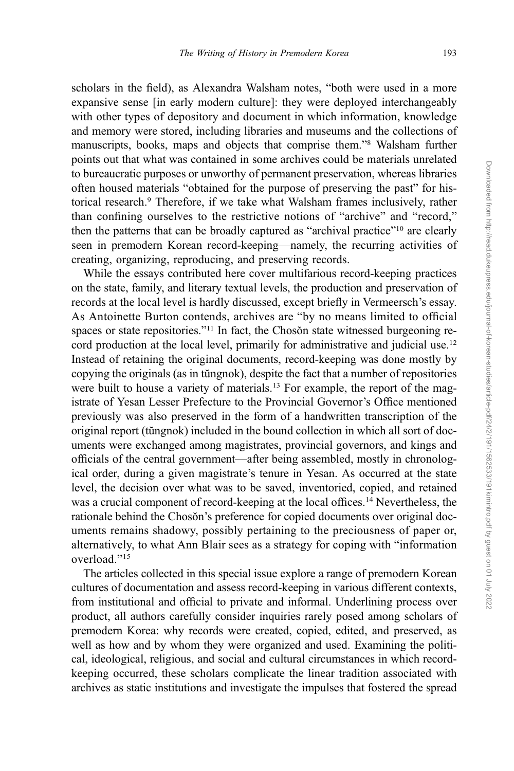scholars in the field), as Alexandra Walsham notes, "both were used in a more expansive sense [in early modern culture]: they were deployed interchangeably with other types of depository and document in which information, knowledge and memory were stored, including libraries and museums and the collections of manuscripts, books, maps and objects that comprise them."[8] Walsham further points out that what was contained in some archives could be materials unrelated to bureaucratic purposes or unworthy of permanent preservation, whereas libraries often housed materials "obtained for the purpose of preserving the past" for historical research.[9] Therefore, if we take what Walsham frames inclusively, rather than confining ourselves to the restrictive notions of "archive" and "record," then the patterns that can be broadly captured as "archival practice"[10] are clearly seen in premodern Korean record-keeping—namely, the recurring activities of creating, organizing, reproducing, and preserving records.

While the essays contributed here cover multifarious record-keeping practices on the state, family, and literary textual levels, the production and preservation of records at the local level is hardly discussed, except briefly in Vermeersch's essay. As Antoinette Burton contends, archives are "by no means limited to official spaces or state repositories."[11] In fact, the Chosŏn state witnessed burgeoning record production at the local level, primarily for administrative and judicial use.[12] Instead of retaining the original documents, record-keeping was done mostly by copying the originals (as in tŭngnok), despite the fact that a number of repositories were built to house a variety of materials.[13] For example, the report of the magistrate of Yesan Lesser Prefecture to the Provincial Governor's Office mentioned previously was also preserved in the form of a handwritten transcription of the original report (tŭngnok) included in the bound collection in which all sort of documents were exchanged among magistrates, provincial governors, and kings and officials of the central government—after being assembled, mostly in chronological order, during a given magistrate's tenure in Yesan. As occurred at the state level, the decision over what was to be saved, inventoried, copied, and retained was a crucial component of record-keeping at the local offices.[14] Nevertheless, the rationale behind the Chosŏn's preference for copied documents over original documents remains shadowy, possibly pertaining to the preciousness of paper or, alternatively, to what Ann Blair sees as a strategy for coping with "information overload."[15]

The articles collected in this special issue explore a range of premodern Korean cultures of documentation and assess record-keeping in various different contexts, from institutional and official to private and informal. Underlining process over product, all authors carefully consider inquiries rarely posed among scholars of premodern Korea: why records were created, copied, edited, and preserved, as well as how and by whom they were organized and used. Examining the political, ideological, religious, and social and cultural circumstances in which record-keeping occurred, these scholars complicate the linear tradition associated with archives as static institutions and investigate the impulses that fostered the spread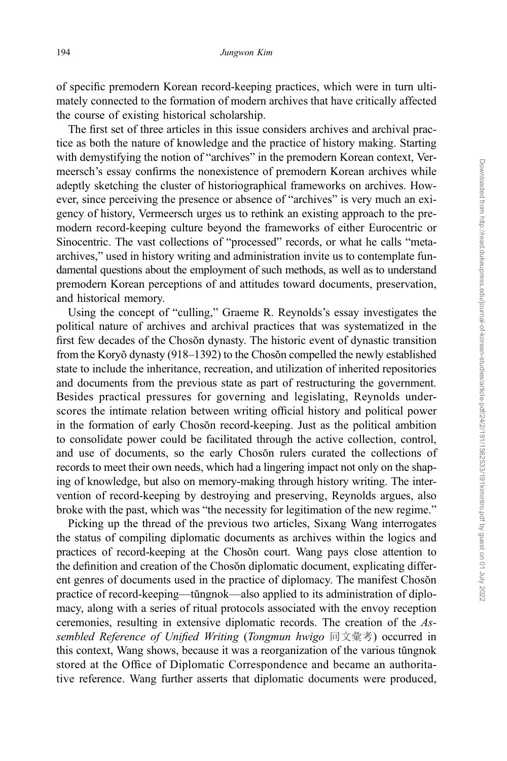of specific premodern Korean record-keeping practices, which were in turn ultimately connected to the formation of modern archives that have critically affected the course of existing historical scholarship.

The first set of three articles in this issue considers archives and archival practice as both the nature of knowledge and the practice of history making. Starting with demystifying the notion of "archives" in the premodern Korean context, Vermeersch's essay confirms the nonexistence of premodern Korean archives while adeptly sketching the cluster of historiographical frameworks on archives. However, since perceiving the presence or absence of "archives" is very much an exigency of history, Vermeersch urges us to rethink an existing approach to the premodern record-keeping culture beyond the frameworks of either Eurocentric or Sinocentric. The vast collections of "processed" records, or what he calls "meta-archives," used in history writing and administration invite us to contemplate fundamental questions about the employment of such methods, as well as to understand premodern Korean perceptions of and attitudes toward documents, preservation, and historical memory.

Using the concept of "culling," Graeme R. Reynolds's essay investigates the political nature of archives and archival practices that was systematized in the first few decades of the Chosŏn dynasty. The historic event of dynastic transition from the Koryŏ dynasty (918–1392) to the Chosŏn compelled the newly established state to include the inheritance, recreation, and utilization of inherited repositories and documents from the previous state as part of restructuring the government. Besides practical pressures for governing and legislating, Reynolds underscores the intimate relation between writing official history and political power in the formation of early Chosŏn record-keeping. Just as the political ambition to consolidate power could be facilitated through the active collection, control, and use of documents, so the early Chosŏn rulers curated the collections of records to meet their own needs, which had a lingering impact not only on the shaping of knowledge, but also on memory-making through history writing. The intervention of record-keeping by destroying and preserving, Reynolds argues, also broke with the past, which was "the necessity for legitimation of the new regime."

Picking up the thread of the previous two articles, Sixang Wang interrogates the status of compiling diplomatic documents as archives within the logics and practices of record-keeping at the Chosŏn court. Wang pays close attention to the definition and creation of the Chosŏn diplomatic document, explicating different genres of documents used in the practice of diplomacy. The manifest Chosŏn practice of record-keeping—tŭngnok—also applied to its administration of diplomacy, along with a series of ritual protocols associated with the envoy reception ceremonies, resulting in extensive diplomatic records. The creation of the *Assembled Reference of Unified Writing* (*Tongmun hwigo* 同文彙考) occurred in this context, Wang shows, because it was a reorganization of the various tŭngnok stored at the Office of Diplomatic Correspondence and became an authoritative reference. Wang further asserts that diplomatic documents were produced,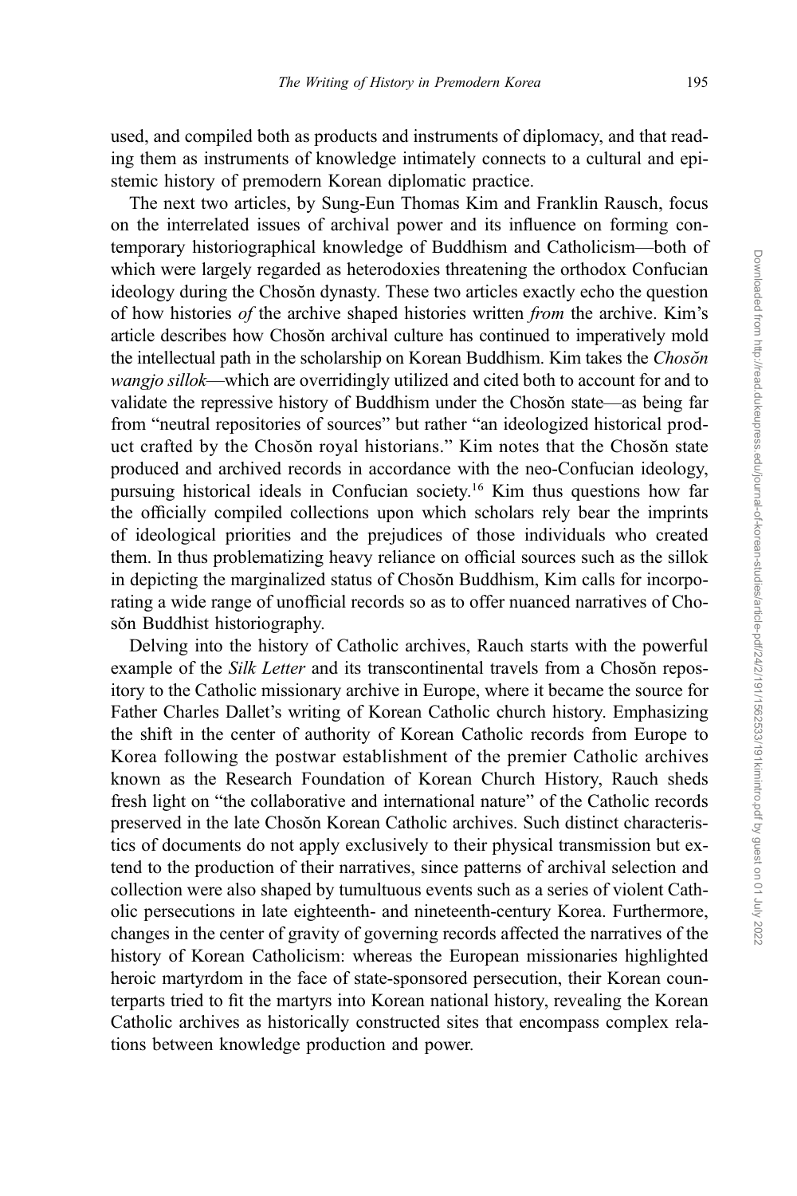used, and compiled both as products and instruments of diplomacy, and that reading them as instruments of knowledge intimately connects to a cultural and epistemic history of premodern Korean diplomatic practice.

The next two articles, by Sung-Eun Thomas Kim and Franklin Rausch, focus on the interrelated issues of archival power and its influence on forming contemporary historiographical knowledge of Buddhism and Catholicism—both of which were largely regarded as heterodoxies threatening the orthodox Confucian ideology during the Chosŏn dynasty. These two articles exactly echo the question of how histories *of* the archive shaped histories written *from* the archive. Kim's article describes how Chosŏn archival culture has continued to imperatively mold the intellectual path in the scholarship on Korean Buddhism. Kim takes the *Chosŏn wangjo sillok*—which are overridingly utilized and cited both to account for and to validate the repressive history of Buddhism under the Chosŏn state—as being far from "neutral repositories of sources" but rather "an ideologized historical product crafted by the Chosŏn royal historians." Kim notes that the Chosŏn state produced and archived records in accordance with the neo-Confucian ideology, pursuing historical ideals in Confucian society.[16] Kim thus questions how far the officially compiled collections upon which scholars rely bear the imprints of ideological priorities and the prejudices of those individuals who created them. In thus problematizing heavy reliance on official sources such as the sillok in depicting the marginalized status of Chosŏn Buddhism, Kim calls for incorporating a wide range of unofficial records so as to offer nuanced narratives of Chosŏn Buddhist historiography.

Delving into the history of Catholic archives, Rauch starts with the powerful example of the *Silk Letter* and its transcontinental travels from a Chosŏn repository to the Catholic missionary archive in Europe, where it became the source for Father Charles Dallet's writing of Korean Catholic church history. Emphasizing the shift in the center of authority of Korean Catholic records from Europe to Korea following the postwar establishment of the premier Catholic archives known as the Research Foundation of Korean Church History, Rauch sheds fresh light on "the collaborative and international nature" of the Catholic records preserved in the late Chosŏn Korean Catholic archives. Such distinct characteristics of documents do not apply exclusively to their physical transmission but extend to the production of their narratives, since patterns of archival selection and collection were also shaped by tumultuous events such as a series of violent Catholic persecutions in late eighteenth- and nineteenth-century Korea. Furthermore, changes in the center of gravity of governing records affected the narratives of the history of Korean Catholicism: whereas the European missionaries highlighted heroic martyrdom in the face of state-sponsored persecution, their Korean counterparts tried to fit the martyrs into Korean national history, revealing the Korean Catholic archives as historically constructed sites that encompass complex relations between knowledge production and power.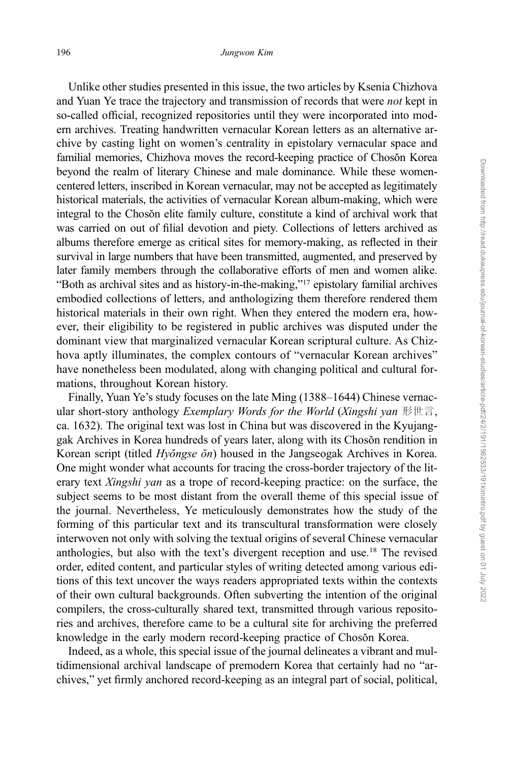Unlike other studies presented in this issue, the two articles by Ksenia Chizhova and Yuan Ye trace the trajectory and transmission of records that were *not* kept in so-called official, recognized repositories until they were incorporated into modern archives. Treating handwritten vernacular Korean letters as an alternative archive by casting light on women's centrality in epistolary vernacular space and familial memories, Chizhova moves the record-keeping practice of Chosŏn Korea beyond the realm of literary Chinese and male dominance. While these women-centered letters, inscribed in Korean vernacular, may not be accepted as legitimately historical materials, the activities of vernacular Korean album-making, which were integral to the Chosŏn elite family culture, constitute a kind of archival work that was carried on out of filial devotion and piety. Collections of letters archived as albums therefore emerge as critical sites for memory-making, as reflected in their survival in large numbers that have been transmitted, augmented, and preserved by later family members through the collaborative efforts of men and women alike. "Both as archival sites and as history-in-the-making,"[17] epistolary familial archives embodied collections of letters, and anthologizing them therefore rendered them historical materials in their own right. When they entered the modern era, however, their eligibility to be registered in public archives was disputed under the dominant view that marginalized vernacular Korean scriptural culture. As Chizhova aptly illuminates, the complex contours of "vernacular Korean archives" have nonetheless been modulated, along with changing political and cultural formations, throughout Korean history.

Finally, Yuan Ye's study focuses on the late Ming (1388–1644) Chinese vernacular short-story anthology *Exemplary Words for the World* (*Xingshi yan* 形世言, ca. 1632). The original text was lost in China but was discovered in the Kyujanggak Archives in Korea hundreds of years later, along with its Chosŏn rendition in Korean script (titled *Hyŏngse ŏn*) housed in the Jangseogak Archives in Korea. One might wonder what accounts for tracing the cross-border trajectory of the literary text *Xingshi yan* as a trope of record-keeping practice: on the surface, the subject seems to be most distant from the overall theme of this special issue of the journal. Nevertheless, Ye meticulously demonstrates how the study of the forming of this particular text and its transcultural transformation were closely interwoven not only with solving the textual origins of several Chinese vernacular anthologies, but also with the text's divergent reception and use.[18] The revised order, edited content, and particular styles of writing detected among various editions of this text uncover the ways readers appropriated texts within the contexts of their own cultural backgrounds. Often subverting the intention of the original compilers, the cross-culturally shared text, transmitted through various repositories and archives, therefore came to be a cultural site for archiving the preferred knowledge in the early modern record-keeping practice of Chosŏn Korea.

Indeed, as a whole, this special issue of the journal delineates a vibrant and multidimensional archival landscape of premodern Korea that certainly had no "archives," yet firmly anchored record-keeping as an integral part of social, political,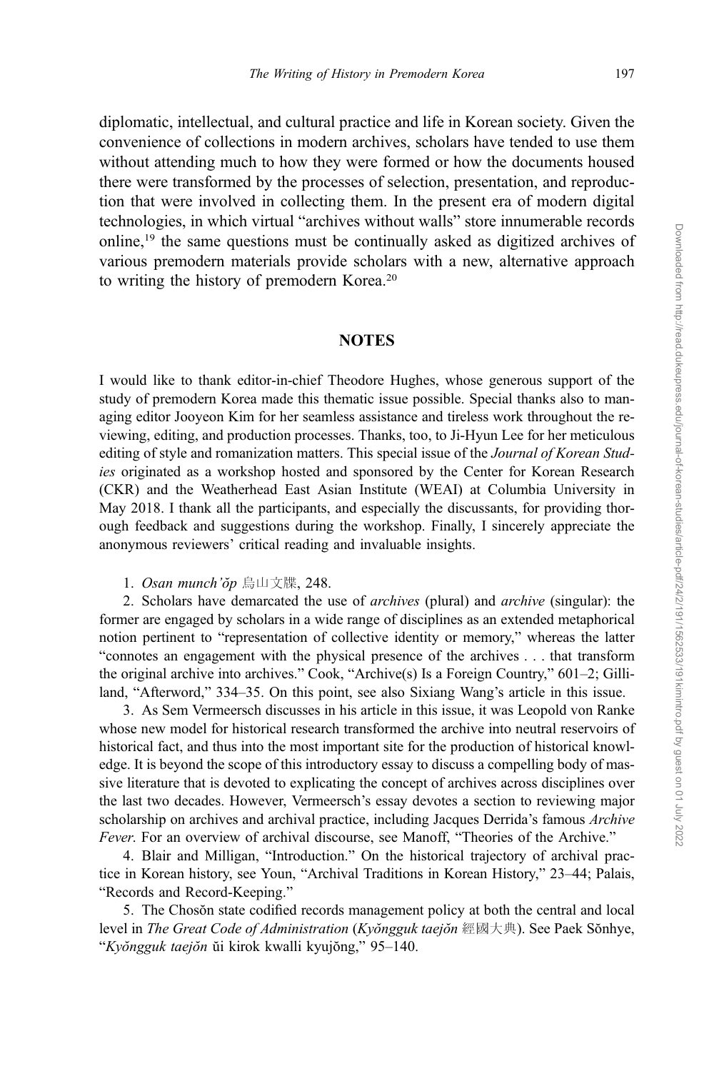diplomatic, intellectual, and cultural practice and life in Korean society. Given the convenience of collections in modern archives, scholars have tended to use them without attending much to how they were formed or how the documents housed there were transformed by the processes of selection, presentation, and reproduction that were involved in collecting them. In the present era of modern digital technologies, in which virtual "archives without walls" store innumerable records online,[19] the same questions must be continually asked as digitized archives of various premodern materials provide scholars with a new, alternative approach to writing the history of premodern Korea.[20]

## NOTES

I would like to thank editor-in-chief Theodore Hughes, whose generous support of the study of premodern Korea made this thematic issue possible. Special thanks also to managing editor Jooyeon Kim for her seamless assistance and tireless work throughout the reviewing, editing, and production processes. Thanks, too, to Ji-Hyun Lee for her meticulous editing of style and romanization matters. This special issue of the *Journal of Korean Studies* originated as a workshop hosted and sponsored by the Center for Korean Research (CKR) and the Weatherhead East Asian Institute (WEAI) at Columbia University in May 2018. I thank all the participants, and especially the discussants, for providing thorough feedback and suggestions during the workshop. Finally, I sincerely appreciate the anonymous reviewers' critical reading and invaluable insights.

1. *Osan munch'ŏp* 烏山文牒, 248.

2. Scholars have demarcated the use of *archives* (plural) and *archive* (singular): the former are engaged by scholars in a wide range of disciplines as an extended metaphorical notion pertinent to "representation of collective identity or memory," whereas the latter "connotes an engagement with the physical presence of the archives . . . that transform the original archive into archives." Cook, "Archive(s) Is a Foreign Country," 601–2; Gilliland, "Afterword," 334–35. On this point, see also Sixiang Wang's article in this issue.

3. As Sem Vermeersch discusses in his article in this issue, it was Leopold von Ranke whose new model for historical research transformed the archive into neutral reservoirs of historical fact, and thus into the most important site for the production of historical knowledge. It is beyond the scope of this introductory essay to discuss a compelling body of massive literature that is devoted to explicating the concept of archives across disciplines over the last two decades. However, Vermeersch's essay devotes a section to reviewing major scholarship on archives and archival practice, including Jacques Derrida's famous *Archive Fever*. For an overview of archival discourse, see Manoff, "Theories of the Archive."

4. Blair and Milligan, "Introduction." On the historical trajectory of archival practice in Korean history, see Youn, "Archival Traditions in Korean History," 23–44; Palais, "Records and Record-Keeping."

5. The Chosŏn state codified records management policy at both the central and local level in *The Great Code of Administration* (*Kyŏngguk taejŏn* 經國大典). See Paek Sŏnhye, "*Kyŏngguk taejŏn* ŭi kirok kwalli kyujŏng," 95–140.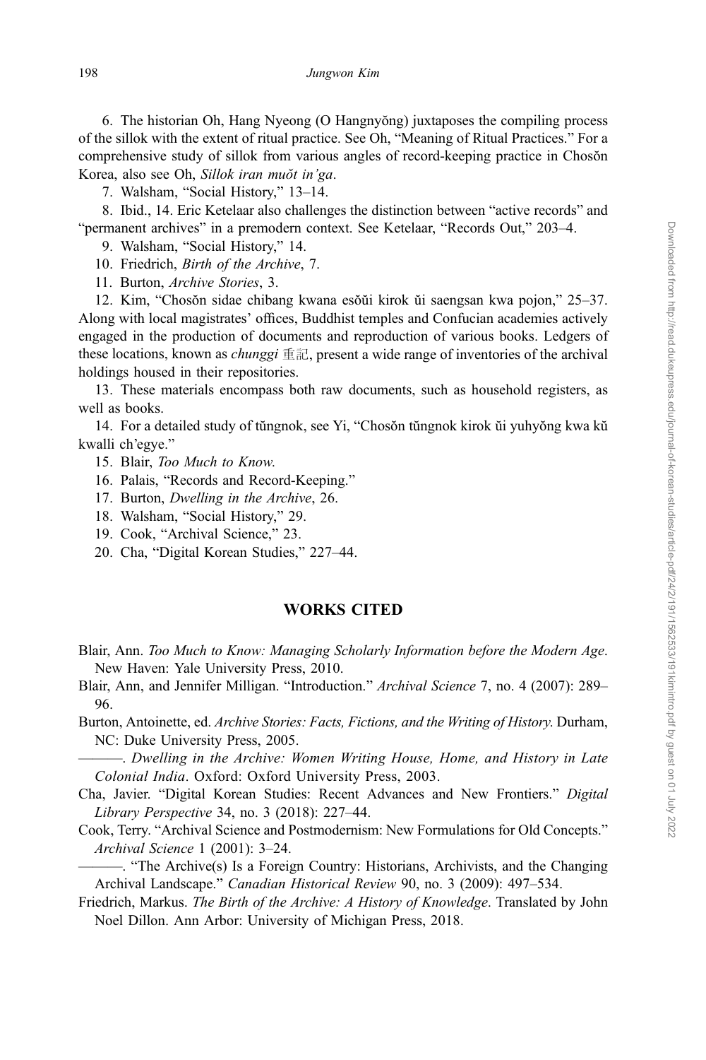6. The historian Oh, Hang Nyeong (O Hangnyŏng) juxtaposes the compiling process of the sillok with the extent of ritual practice. See Oh, "Meaning of Ritual Practices." For a comprehensive study of sillok from various angles of record-keeping practice in Chosŏn Korea, also see Oh, *Sillok iran muŏt in'ga*.

7. Walsham, "Social History," 13–14.

8. Ibid., 14. Eric Ketelaar also challenges the distinction between "active records" and "permanent archives" in a premodern context. See Ketelaar, "Records Out," 203–4.

9. Walsham, "Social History," 14.

10. Friedrich, *Birth of the Archive*, 7.

11. Burton, *Archive Stories*, 3.

12. Kim, "Chosŏn sidae chibang kwana esŏŭi kirok ŭi saengsan kwa pojon," 25–37. Along with local magistrates' offices, Buddhist temples and Confucian academies actively engaged in the production of documents and reproduction of various books. Ledgers of these locations, known as *chunggi* 重記, present a wide range of inventories of the archival holdings housed in their repositories.

13. These materials encompass both raw documents, such as household registers, as well as books.

14. For a detailed study of tŭngnok, see Yi, "Chosŏn tŭngnok kirok ŭi yuhyŏng kwa kŭ kwalli ch'egye."

15. Blair, *Too Much to Know.*

16. Palais, "Records and Record-Keeping."

17. Burton, *Dwelling in the Archive*, 26.

18. Walsham, "Social History," 29.

19. Cook, "Archival Science," 23.

20. Cha, "Digital Korean Studies," 227–44.

## WORKS CITED

Blair, Ann. *Too Much to Know: Managing Scholarly Information before the Modern Age*. New Haven: Yale University Press, 2010.

Blair, Ann, and Jennifer Milligan. "Introduction." *Archival Science* 7, no. 4 (2007): 289–96.

Burton, Antoinette, ed. *Archive Stories: Facts, Fictions, and the Writing of History*. Durham, NC: Duke University Press, 2005.

———. *Dwelling in the Archive: Women Writing House, Home, and History in Late Colonial India*. Oxford: Oxford University Press, 2003.

Cha, Javier. "Digital Korean Studies: Recent Advances and New Frontiers." *Digital Library Perspective* 34, no. 3 (2018): 227–44.

Cook, Terry. "Archival Science and Postmodernism: New Formulations for Old Concepts." *Archival Science* 1 (2001): 3–24.

———. "The Archive(s) Is a Foreign Country: Historians, Archivists, and the Changing Archival Landscape." *Canadian Historical Review* 90, no. 3 (2009): 497–534.

Friedrich, Markus. *The Birth of the Archive: A History of Knowledge*. Translated by John Noel Dillon. Ann Arbor: University of Michigan Press, 2018.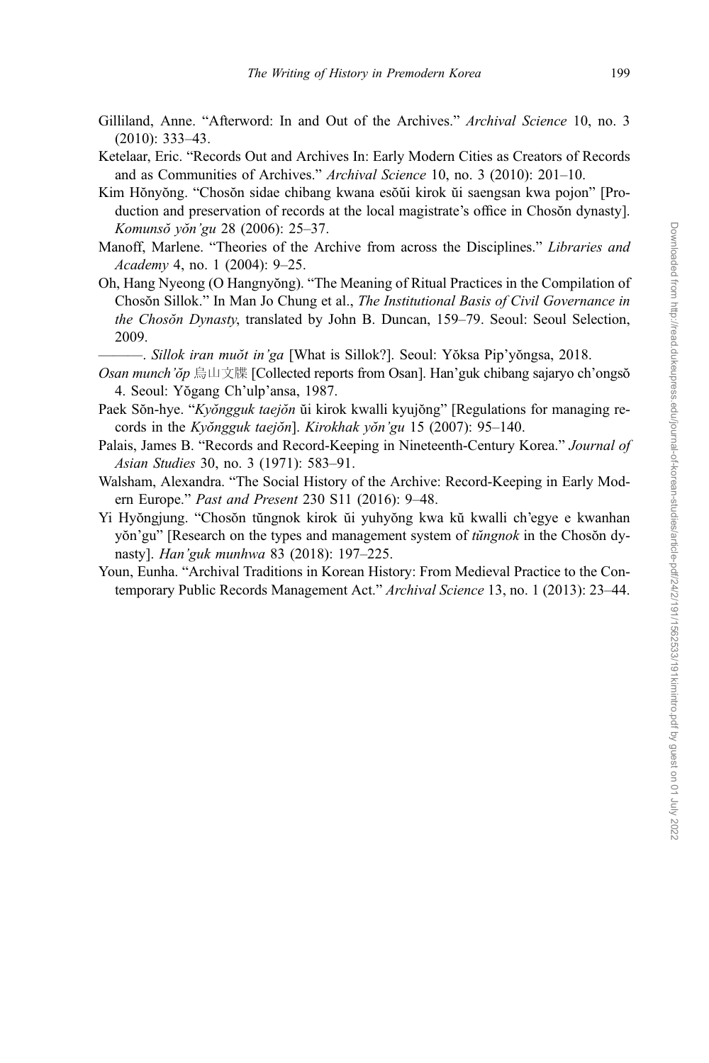Gilliland, Anne. "Afterword: In and Out of the Archives." *Archival Science* 10, no. 3 (2010): 333–43.

Ketelaar, Eric. "Records Out and Archives In: Early Modern Cities as Creators of Records and as Communities of Archives." *Archival Science* 10, no. 3 (2010): 201–10.

Kim Hŏnyŏng. "Chosŏn sidae chibang kwana esŏŭi kirok ŭi saengsan kwa pojon" [Production and preservation of records at the local magistrate's office in Chosŏn dynasty]. *Komunsŏ yŏn'gu* 28 (2006): 25–37.

Manoff, Marlene. "Theories of the Archive from across the Disciplines." *Libraries and Academy* 4, no. 1 (2004): 9–25.

Oh, Hang Nyeong (O Hangnyŏng). "The Meaning of Ritual Practices in the Compilation of Chosŏn Sillok." In Man Jo Chung et al., *The Institutional Basis of Civil Governance in the Chosŏn Dynasty*, translated by John B. Duncan, 159–79. Seoul: Seoul Selection, 2009.

———. *Sillok iran muŏt in'ga* [What is Sillok?]. Seoul: Yŏksa Pip'yŏngsa, 2018.

*Osan munch'ŏp* 烏山文牒 [Collected reports from Osan]. Han'guk chibang sajaryo ch'ongsŏ 4. Seoul: Yŏgang Ch'ulp'ansa, 1987.

Paek Sŏn-hye. "*Kyŏngguk taejŏn* ŭi kirok kwalli kyujŏng" [Regulations for managing records in the *Kyŏngguk taejŏn*]. *Kirokhak yŏn'gu* 15 (2007): 95–140.

Palais, James B. "Records and Record-Keeping in Nineteenth-Century Korea." *Journal of Asian Studies* 30, no. 3 (1971): 583–91.

Walsham, Alexandra. "The Social History of the Archive: Record-Keeping in Early Modern Europe." *Past and Present* 230 S11 (2016): 9–48.

Yi Hyŏngjung. "Chosŏn tŭngnok kirok ŭi yuhyŏng kwa kŭ kwalli ch'egye e kwanhan yŏn'gu" [Research on the types and management system of *tŭngnok* in the Chosŏn dynasty]. *Han'guk munhwa* 83 (2018): 197–225.

Youn, Eunha. "Archival Traditions in Korean History: From Medieval Practice to the Contemporary Public Records Management Act." *Archival Science* 13, no. 1 (2013): 23–44.